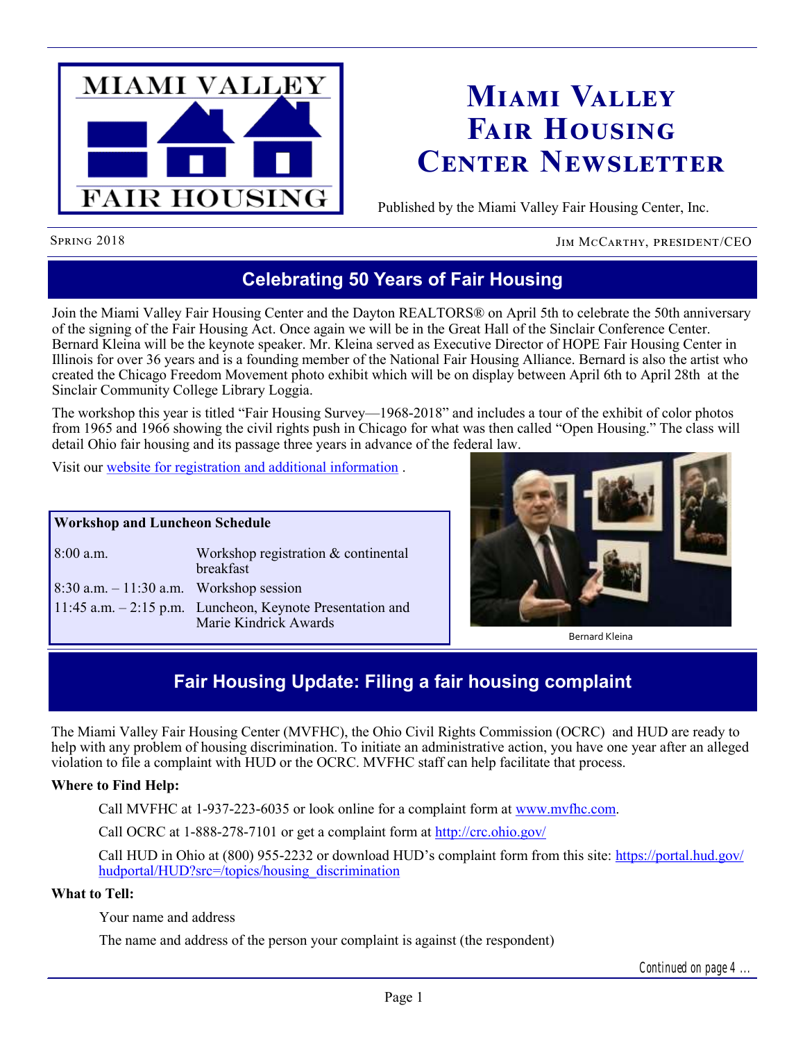# Miami Valley Fair Housing Center Newsletter

Published by the Miami Valley Fair Housing Center, Inc.

Spring 2018

Jim McCarthy, president/CEO

## Celebrating 50 Years of Fair Housing

Join the Miami Valley Fair Housing Center and the Dayton REALTORS® on April 5th to celebrate the 50th anniversary of the signing of the Fair Housing Act. Once again we will be in the Great Hall of the Sinclair Conference Center. Bernard Kleina will be the keynote speaker. Mr. Kleina served as Executive Director of HOPE Fair Housing Center in Illinois for over 36 years and is a founding member of the National Fair Housing Alliance. Bernard is also the artist who created the Chicago Freedom Movement photo exhibit which will be on display between April 6th to April 28th at the Sinclair Community College Library Loggia.

The workshop this year is titled “Fair Housing Survey—1968-2018” and includes a tour of the exhibit of color photos from 1965 and 1966 showing the civil rights push in Chicago for what was then called “Open Housing.” The class will detail Ohio fair housing and its passage three years in advance of the federal law.

Visit our website for registration and additional information .

**Workshop and Luncheon Schedule**

| | |
|---|---|
| 8:00 a.m. | Workshop registration & continental breakfast |
| 8:30 a.m. – 11:30 a.m. | Workshop session |
| 11:45 a.m. – 2:15 p.m. | Luncheon, Keynote Presentation and Marie Kindrick Awards |

Bernard Kleina

## Fair Housing Update: Filing a fair housing complaint

The Miami Valley Fair Housing Center (MVFHC), the Ohio Civil Rights Commission (OCRC) and HUD are ready to help with any problem of housing discrimination. To initiate an administrative action, you have one year after an alleged violation to file a complaint with HUD or the OCRC. MVFHC staff can help facilitate that process.

**Where to Find Help:**

Call MVFHC at 1-937-223-6035 or look online for a complaint form at www.mvfhc.com.

Call OCRC at 1-888-278-7101 or get a complaint form at http://crc.ohio.gov/

Call HUD in Ohio at (800) 955-2232 or download HUD’s complaint form from this site: https://portal.hud.gov/hudportal/HUD?src=/topics/housing_discrimination

**What to Tell:**

Your name and address

The name and address of the person your complaint is against (the respondent)

*Continued on page 4 …*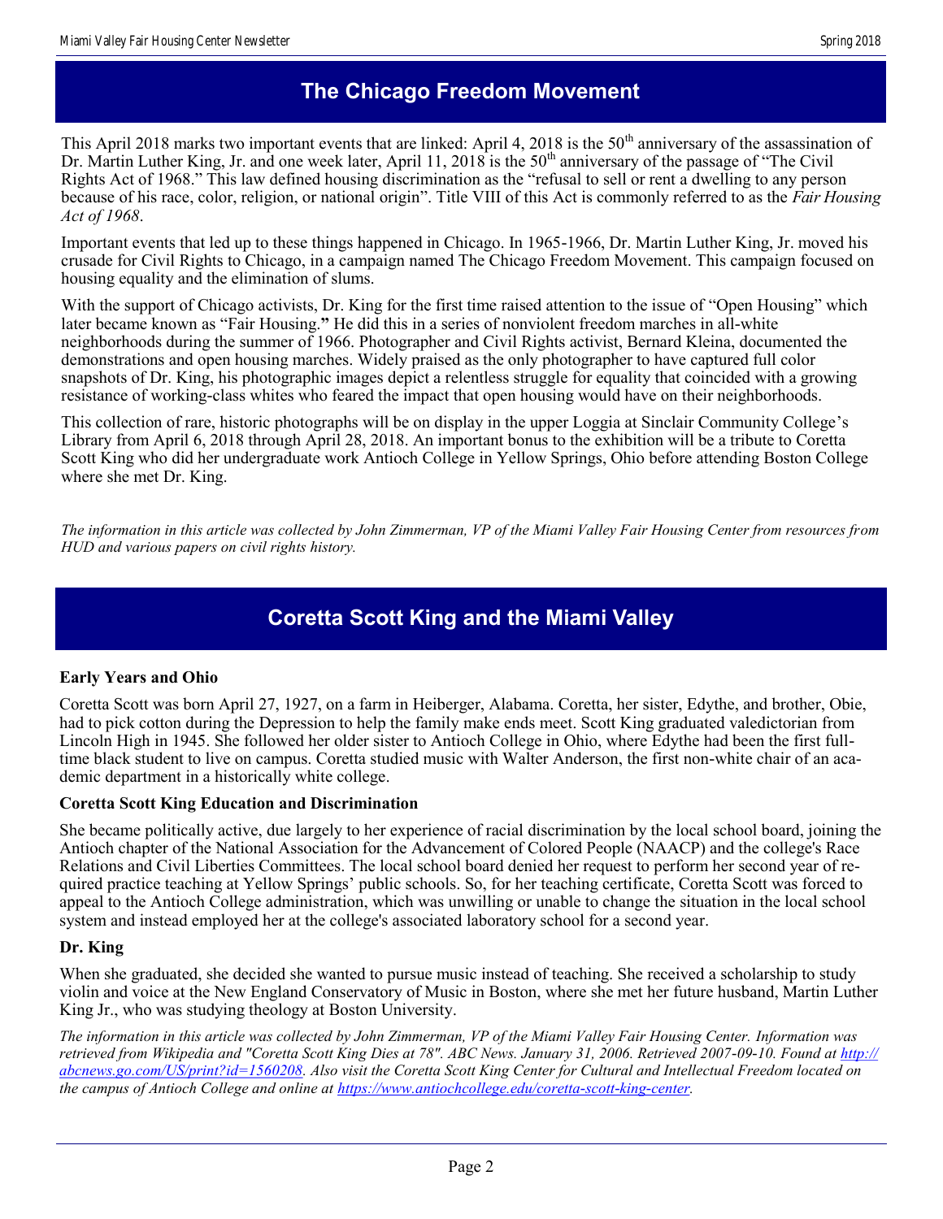## The Chicago Freedom Movement

This April 2018 marks two important events that are linked: April 4, 2018 is the 50th anniversary of the assassination of Dr. Martin Luther King, Jr. and one week later, April 11, 2018 is the 50th anniversary of the passage of "The Civil Rights Act of 1968." This law defined housing discrimination as the "refusal to sell or rent a dwelling to any person because of his race, color, religion, or national origin". Title VIII of this Act is commonly referred to as the *Fair Housing Act of 1968*.

Important events that led up to these things happened in Chicago. In 1965-1966, Dr. Martin Luther King, Jr. moved his crusade for Civil Rights to Chicago, in a campaign named The Chicago Freedom Movement. This campaign focused on housing equality and the elimination of slums.

With the support of Chicago activists, Dr. King for the first time raised attention to the issue of "Open Housing" which later became known as "Fair Housing.**"** He did this in a series of nonviolent freedom marches in all-white neighborhoods during the summer of 1966. Photographer and Civil Rights activist, Bernard Kleina, documented the demonstrations and open housing marches. Widely praised as the only photographer to have captured full color snapshots of Dr. King, his photographic images depict a relentless struggle for equality that coincided with a growing resistance of working-class whites who feared the impact that open housing would have on their neighborhoods.

This collection of rare, historic photographs will be on display in the upper Loggia at Sinclair Community College's Library from April 6, 2018 through April 28, 2018. An important bonus to the exhibition will be a tribute to Coretta Scott King who did her undergraduate work Antioch College in Yellow Springs, Ohio before attending Boston College where she met Dr. King.

*The information in this article was collected by John Zimmerman, VP of the Miami Valley Fair Housing Center from resources from HUD and various papers on civil rights history.*

## Coretta Scott King and the Miami Valley

**Early Years and Ohio**

Coretta Scott was born April 27, 1927, on a farm in Heiberger, Alabama. Coretta, her sister, Edythe, and brother, Obie, had to pick cotton during the Depression to help the family make ends meet. Scott King graduated valedictorian from Lincoln High in 1945. She followed her older sister to Antioch College in Ohio, where Edythe had been the first full-time black student to live on campus. Coretta studied music with Walter Anderson, the first non-white chair of an academic department in a historically white college.

**Coretta Scott King Education and Discrimination**

She became politically active, due largely to her experience of racial discrimination by the local school board, joining the Antioch chapter of the National Association for the Advancement of Colored People (NAACP) and the college's Race Relations and Civil Liberties Committees. The local school board denied her request to perform her second year of required practice teaching at Yellow Springs' public schools. So, for her teaching certificate, Coretta Scott was forced to appeal to the Antioch College administration, which was unwilling or unable to change the situation in the local school system and instead employed her at the college's associated laboratory school for a second year.

**Dr. King**

When she graduated, she decided she wanted to pursue music instead of teaching. She received a scholarship to study violin and voice at the New England Conservatory of Music in Boston, where she met her future husband, Martin Luther King Jr., who was studying theology at Boston University.

*The information in this article was collected by John Zimmerman, VP of the Miami Valley Fair Housing Center. Information was retrieved from Wikipedia and "Coretta Scott King Dies at 78". ABC News. January 31, 2006. Retrieved 2007-09-10. Found at http://abcnews.go.com/US/print?id=1560208. Also visit the Coretta Scott King Center for Cultural and Intellectual Freedom located on the campus of Antioch College and online at https://www.antiochcollege.edu/coretta-scott-king-center.*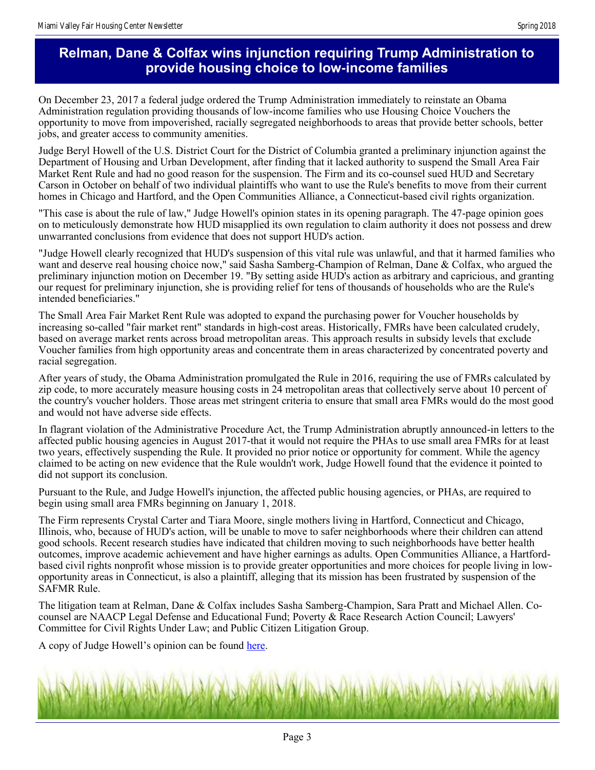# Relman, Dane & Colfax wins injunction requiring Trump Administration to provide housing choice to low-income families

On December 23, 2017 a federal judge ordered the Trump Administration immediately to reinstate an Obama Administration regulation providing thousands of low-income families who use Housing Choice Vouchers the opportunity to move from impoverished, racially segregated neighborhoods to areas that provide better schools, better jobs, and greater access to community amenities.

Judge Beryl Howell of the U.S. District Court for the District of Columbia granted a preliminary injunction against the Department of Housing and Urban Development, after finding that it lacked authority to suspend the Small Area Fair Market Rent Rule and had no good reason for the suspension. The Firm and its co-counsel sued HUD and Secretary Carson in October on behalf of two individual plaintiffs who want to use the Rule's benefits to move from their current homes in Chicago and Hartford, and the Open Communities Alliance, a Connecticut-based civil rights organization.

"This case is about the rule of law," Judge Howell's opinion states in its opening paragraph. The 47-page opinion goes on to meticulously demonstrate how HUD misapplied its own regulation to claim authority it does not possess and drew unwarranted conclusions from evidence that does not support HUD's action.

"Judge Howell clearly recognized that HUD's suspension of this vital rule was unlawful, and that it harmed families who want and deserve real housing choice now," said Sasha Samberg-Champion of Relman, Dane & Colfax, who argued the preliminary injunction motion on December 19. "By setting aside HUD's action as arbitrary and capricious, and granting our request for preliminary injunction, she is providing relief for tens of thousands of households who are the Rule's intended beneficiaries."

The Small Area Fair Market Rent Rule was adopted to expand the purchasing power for Voucher households by increasing so-called "fair market rent" standards in high-cost areas. Historically, FMRs have been calculated crudely, based on average market rents across broad metropolitan areas. This approach results in subsidy levels that exclude Voucher families from high opportunity areas and concentrate them in areas characterized by concentrated poverty and racial segregation.

After years of study, the Obama Administration promulgated the Rule in 2016, requiring the use of FMRs calculated by zip code, to more accurately measure housing costs in 24 metropolitan areas that collectively serve about 10 percent of the country's voucher holders. Those areas met stringent criteria to ensure that small area FMRs would do the most good and would not have adverse side effects.

In flagrant violation of the Administrative Procedure Act, the Trump Administration abruptly announced-in letters to the affected public housing agencies in August 2017-that it would not require the PHAs to use small area FMRs for at least two years, effectively suspending the Rule. It provided no prior notice or opportunity for comment. While the agency claimed to be acting on new evidence that the Rule wouldn't work, Judge Howell found that the evidence it pointed to did not support its conclusion.

Pursuant to the Rule, and Judge Howell's injunction, the affected public housing agencies, or PHAs, are required to begin using small area FMRs beginning on January 1, 2018.

The Firm represents Crystal Carter and Tiara Moore, single mothers living in Hartford, Connecticut and Chicago, Illinois, who, because of HUD's action, will be unable to move to safer neighborhoods where their children can attend good schools. Recent research studies have indicated that children moving to such neighborhoods have better health outcomes, improve academic achievement and have higher earnings as adults. Open Communities Alliance, a Hartford-based civil rights nonprofit whose mission is to provide greater opportunities and more choices for people living in low-opportunity areas in Connecticut, is also a plaintiff, alleging that its mission has been frustrated by suspension of the SAFMR Rule.

The litigation team at Relman, Dane & Colfax includes Sasha Samberg-Champion, Sara Pratt and Michael Allen. Co-counsel are NAACP Legal Defense and Educational Fund; Poverty & Race Research Action Council; Lawyers' Committee for Civil Rights Under Law; and Public Citizen Litigation Group.

A copy of Judge Howell's opinion can be found here.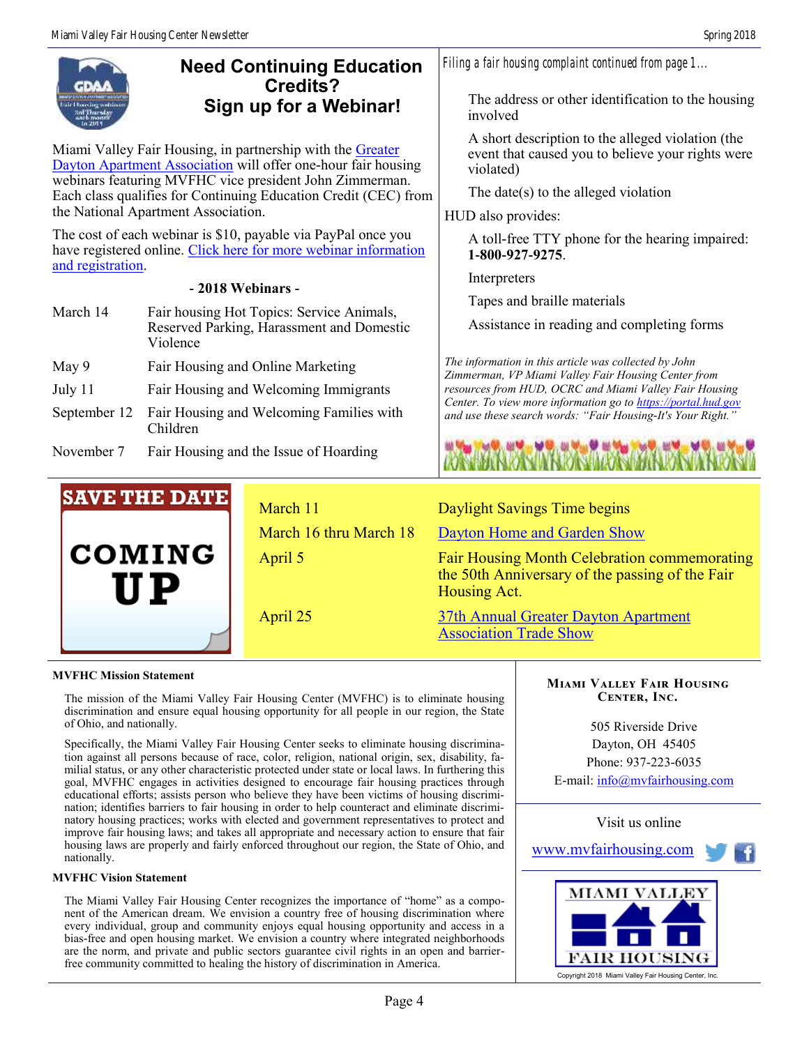## Need Continuing Education Credits? Sign up for a Webinar!

Miami Valley Fair Housing, in partnership with the Greater Dayton Apartment Association will offer one-hour fair housing webinars featuring MVFHC vice president John Zimmerman. Each class qualifies for Continuing Education Credit (CEC) from the National Apartment Association.

The cost of each webinar is $10, payable via PayPal once you have registered online. Click here for more webinar information and registration.

**- 2018 Webinars -**

| | |
|---|---|
| March 14 | Fair housing Hot Topics: Service Animals, Reserved Parking, Harassment and Domestic Violence |
| May 9 | Fair Housing and Online Marketing |
| July 11 | Fair Housing and Welcoming Immigrants |
| September 12 | Fair Housing and Welcoming Families with Children |
| November 7 | Fair Housing and the Issue of Hoarding |

*Filing a fair housing complaint continued from page 1…*

The address or other identification to the housing involved

A short description to the alleged violation (the event that caused you to believe your rights were violated)

The date(s) to the alleged violation

HUD also provides:

A toll-free TTY phone for the hearing impaired: **1-800-927-9275**.

Interpreters

Tapes and braille materials

Assistance in reading and completing forms

*The information in this article was collected by John Zimmerman, VP Miami Valley Fair Housing Center from resources from HUD, OCRC and Miami Valley Fair Housing Center. To view more information go to https://portal.hud.gov and use these search words: "Fair Housing-It's Your Right."*

## SAVE THE DATE — COMING UP

| | |
|---|---|
| March 11 | Daylight Savings Time begins |
| March 16 thru March 18 | Dayton Home and Garden Show |
| April 5 | Fair Housing Month Celebration commemorating the 50th Anniversary of the passing of the Fair Housing Act. |
| April 25 | 37th Annual Greater Dayton Apartment Association Trade Show |

**MVFHC Mission Statement**

The mission of the Miami Valley Fair Housing Center (MVFHC) is to eliminate housing discrimination and ensure equal housing opportunity for all people in our region, the State of Ohio, and nationally.

Specifically, the Miami Valley Fair Housing Center seeks to eliminate housing discrimination against all persons because of race, color, religion, national origin, sex, disability, familial status, or any other characteristic protected under state or local laws. In furthering this goal, MVFHC engages in activities designed to encourage fair housing practices through educational efforts; assists person who believe they have been victims of housing discrimination; identifies barriers to fair housing in order to help counteract and eliminate discriminatory housing practices; works with elected and government representatives to protect and improve fair housing laws; and takes all appropriate and necessary action to ensure that fair housing laws are properly and fairly enforced throughout our region, the State of Ohio, and nationally.

**MVFHC Vision Statement**

The Miami Valley Fair Housing Center recognizes the importance of "home" as a component of the American dream. We envision a country free of housing discrimination where every individual, group and community enjoys equal housing opportunity and access in a bias-free and open housing market. We envision a country where integrated neighborhoods are the norm, and private and public sectors guarantee civil rights in an open and barrier-free community committed to healing the history of discrimination in America.

**Miami Valley Fair Housing Center, Inc.**

505 Riverside Drive
Dayton, OH 45405
Phone: 937-223-6035
E-mail: info@mvfairhousing.com

Visit us online

www.mvfairhousing.com

Copyright 2018 Miami Valley Fair Housing Center, Inc.